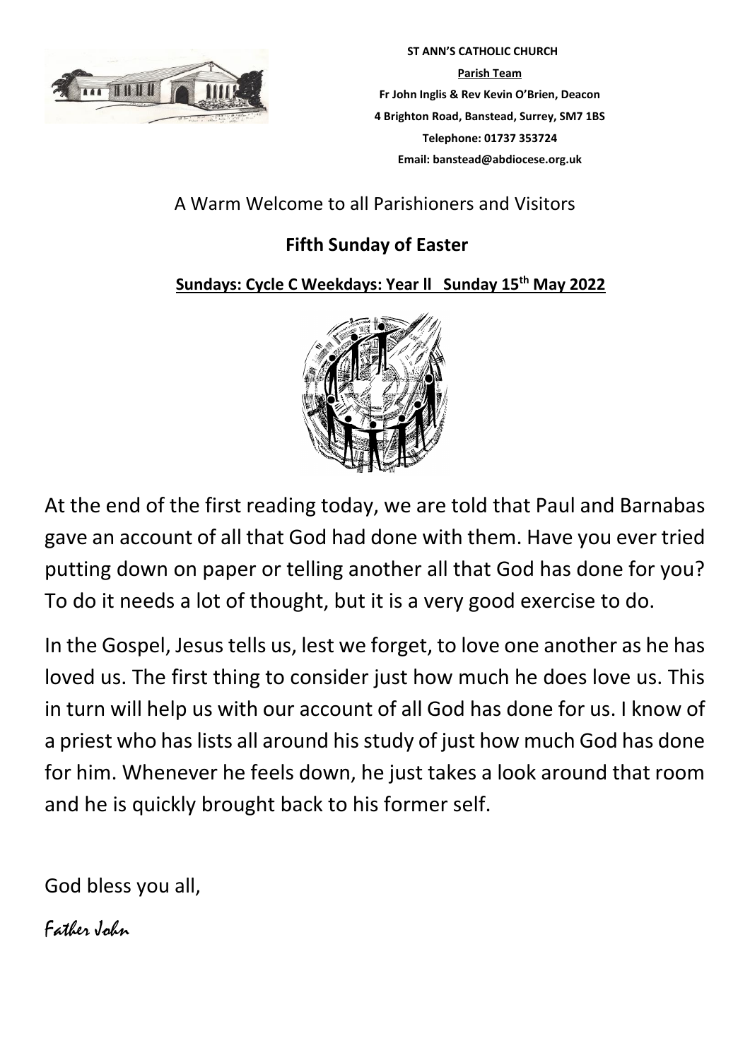**ST ANN'S CATHOLIC CHURCH**

**Parish Team**

**Fr John Inglis & Rev Kevin O'Brien, Deacon**

**4 Brighton Road, Banstead, Surrey, SM7 1BS**

**Telephone: 01737 353724**

**Email: banstead@abdiocese.org.uk**

A Warm Welcome to all Parishioners and Visitors

## Fifth Sunday of Easter

**Sundays: Cycle C Weekdays: Year ll Sunday 15th May 2022**

At the end of the first reading today, we are told that Paul and Barnabas gave an account of all that God had done with them. Have you ever tried putting down on paper or telling another all that God has done for you? To do it needs a lot of thought, but it is a very good exercise to do.

In the Gospel, Jesus tells us, lest we forget, to love one another as he has loved us. The first thing to consider just how much he does love us. This in turn will help us with our account of all God has done for us. I know of a priest who has lists all around his study of just how much God has done for him. Whenever he feels down, he just takes a look around that room and he is quickly brought back to his former self.

God bless you all,

*Father John*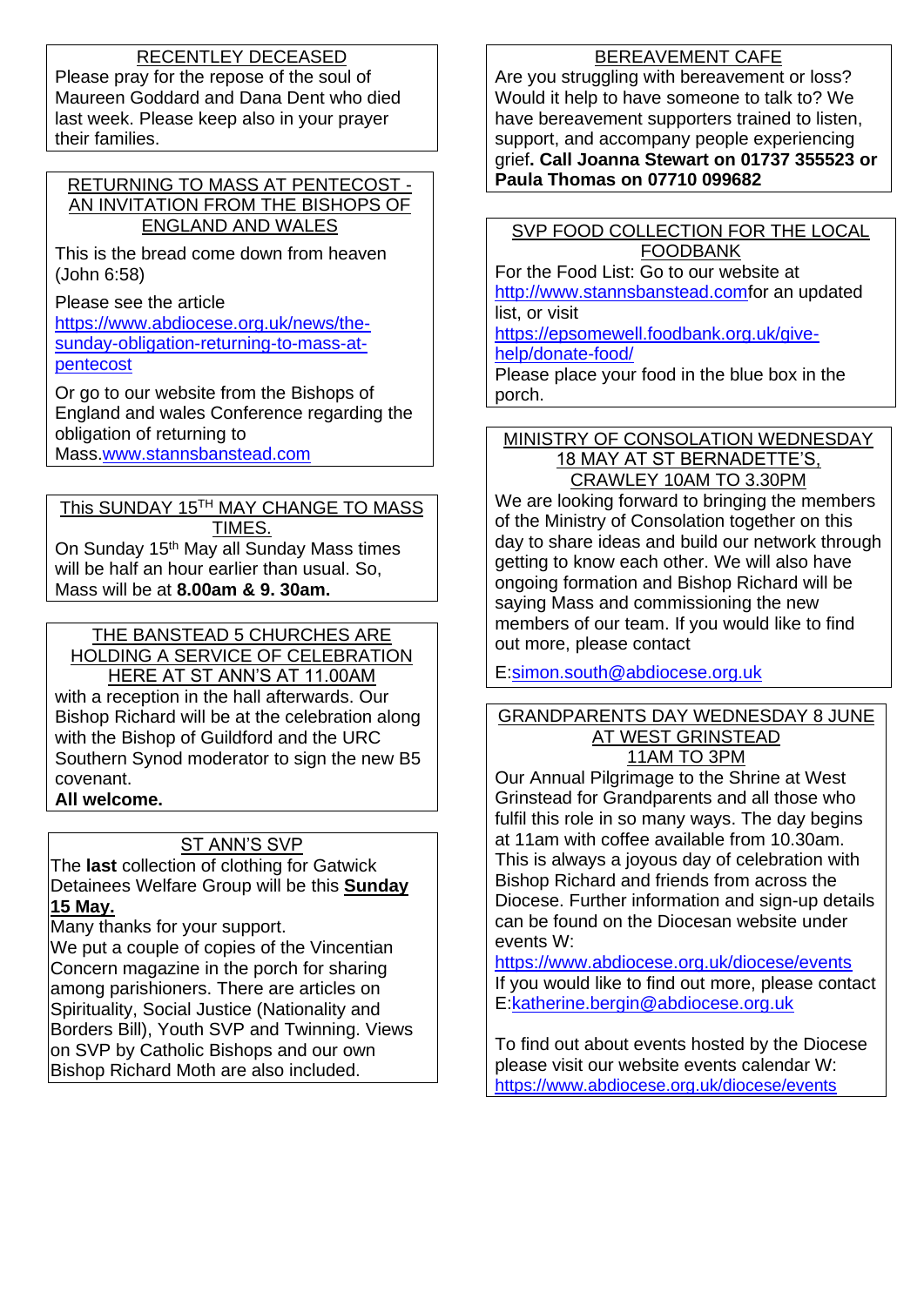## RECENTLEY DECEASED

Please pray for the repose of the soul of Maureen Goddard and Dana Dent who died last week. Please keep also in your prayer their families.

## RETURNING TO MASS AT PENTECOST - AN INVITATION FROM THE BISHOPS OF ENGLAND AND WALES

This is the bread come down from heaven (John 6:58)

Please see the article https://www.abdiocese.org.uk/news/the-sunday-obligation-returning-to-mass-at-pentecost

Or go to our website from the Bishops of England and wales Conference regarding the obligation of returning to Mass.www.stannsbanstead.com

## This SUNDAY 15TH MAY CHANGE TO MASS TIMES.

On Sunday 15th May all Sunday Mass times will be half an hour earlier than usual. So, Mass will be at **8.00am & 9. 30am.**

## THE BANSTEAD 5 CHURCHES ARE HOLDING A SERVICE OF CELEBRATION HERE AT ST ANN'S AT 11.00AM

with a reception in the hall afterwards. Our Bishop Richard will be at the celebration along with the Bishop of Guildford and the URC Southern Synod moderator to sign the new B5 covenant.

**All welcome.**

## ST ANN'S SVP

The **last** collection of clothing for Gatwick Detainees Welfare Group will be this **Sunday 15 May.**

Many thanks for your support.

We put a couple of copies of the Vincentian Concern magazine in the porch for sharing among parishioners. There are articles on Spirituality, Social Justice (Nationality and Borders Bill), Youth SVP and Twinning. Views on SVP by Catholic Bishops and our own Bishop Richard Moth are also included.

## BEREAVEMENT CAFE

Are you struggling with bereavement or loss? Would it help to have someone to talk to? We have bereavement supporters trained to listen, support, and accompany people experiencing grief**. Call Joanna Stewart on 01737 355523 or Paula Thomas on 07710 099682**

## SVP FOOD COLLECTION FOR THE LOCAL FOODBANK

For the Food List: Go to our website at http://www.stannsbanstead.comfor an updated list, or visit https://epsomewell.foodbank.org.uk/give-help/donate-food/

Please place your food in the blue box in the porch.

## MINISTRY OF CONSOLATION WEDNESDAY 18 MAY AT ST BERNADETTE'S, CRAWLEY 10AM TO 3.30PM

We are looking forward to bringing the members of the Ministry of Consolation together on this day to share ideas and build our network through getting to know each other. We will also have ongoing formation and Bishop Richard will be saying Mass and commissioning the new members of our team. If you would like to find out more, please contact

E:simon.south@abdiocese.org.uk

## GRANDPARENTS DAY WEDNESDAY 8 JUNE AT WEST GRINSTEAD 11AM TO 3PM

Our Annual Pilgrimage to the Shrine at West Grinstead for Grandparents and all those who fulfil this role in so many ways. The day begins at 11am with coffee available from 10.30am. This is always a joyous day of celebration with Bishop Richard and friends from across the Diocese. Further information and sign-up details can be found on the Diocesan website under events W:

https://www.abdiocese.org.uk/diocese/events

If you would like to find out more, please contact E:katherine.bergin@abdiocese.org.uk

To find out about events hosted by the Diocese please visit our website events calendar W: https://www.abdiocese.org.uk/diocese/events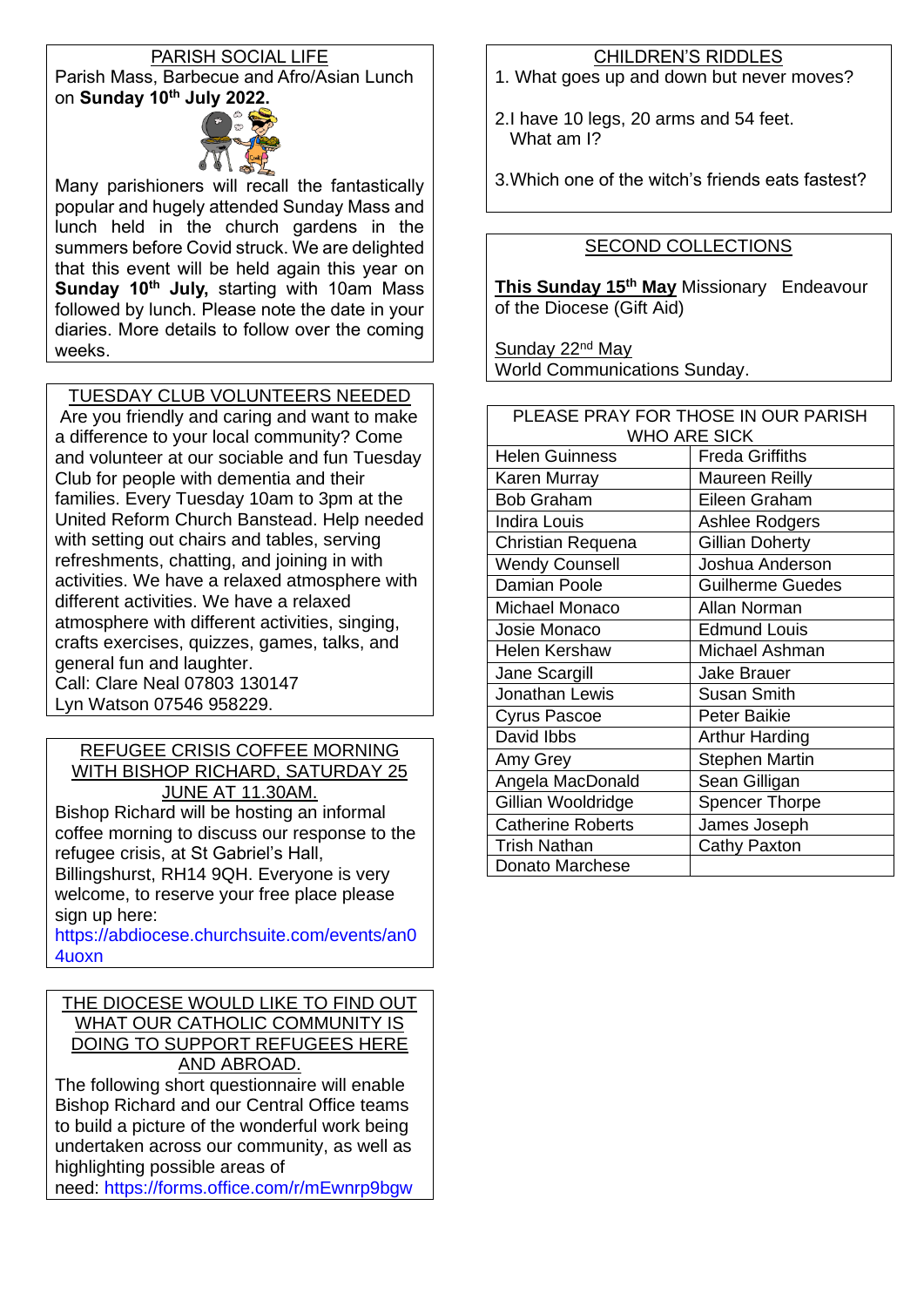## PARISH SOCIAL LIFE

Parish Mass, Barbecue and Afro/Asian Lunch on **Sunday 10th July 2022.**

Many parishioners will recall the fantastically popular and hugely attended Sunday Mass and lunch held in the church gardens in the summers before Covid struck. We are delighted that this event will be held again this year on **Sunday 10th July,** starting with 10am Mass followed by lunch. Please note the date in your diaries. More details to follow over the coming weeks.

## TUESDAY CLUB VOLUNTEERS NEEDED

Are you friendly and caring and want to make a difference to your local community? Come and volunteer at our sociable and fun Tuesday Club for people with dementia and their families. Every Tuesday 10am to 3pm at the United Reform Church Banstead. Help needed with setting out chairs and tables, serving refreshments, chatting, and joining in with activities. We have a relaxed atmosphere with different activities. We have a relaxed atmosphere with different activities, singing, crafts exercises, quizzes, games, talks, and general fun and laughter.

Call: Clare Neal 07803 130147

Lyn Watson 07546 958229.

## REFUGEE CRISIS COFFEE MORNING WITH BISHOP RICHARD, SATURDAY 25 JUNE AT 11.30AM.

Bishop Richard will be hosting an informal coffee morning to discuss our response to the refugee crisis, at St Gabriel's Hall, Billingshurst, RH14 9QH. Everyone is very welcome, to reserve your free place please sign up here: https://abdiocese.churchsuite.com/events/an04uoxn

## THE DIOCESE WOULD LIKE TO FIND OUT WHAT OUR CATHOLIC COMMUNITY IS DOING TO SUPPORT REFUGEES HERE AND ABROAD.

The following short questionnaire will enable Bishop Richard and our Central Office teams to build a picture of the wonderful work being undertaken across our community, as well as highlighting possible areas of need: https://forms.office.com/r/mEwnrp9bgw

## CHILDREN'S RIDDLES

1. What goes up and down but never moves?
2. I have 10 legs, 20 arms and 54 feet. What am I?
3. Which one of the witch's friends eats fastest?

## SECOND COLLECTIONS

**This Sunday 15th May** Missionary Endeavour of the Diocese (Gift Aid)

Sunday 22nd May
World Communications Sunday.

| PLEASE PRAY FOR THOSE IN OUR PARISH WHO ARE SICK | |
|---|---|
| Helen Guinness | Freda Griffiths |
| Karen Murray | Maureen Reilly |
| Bob Graham | Eileen Graham |
| Indira Louis | Ashlee Rodgers |
| Christian Requena | Gillian Doherty |
| Wendy Counsell | Joshua Anderson |
| Damian Poole | Guilherme Guedes |
| Michael Monaco | Allan Norman |
| Josie Monaco | Edmund Louis |
| Helen Kershaw | Michael Ashman |
| Jane Scargill | Jake Brauer |
| Jonathan Lewis | Susan Smith |
| Cyrus Pascoe | Peter Baikie |
| David Ibbs | Arthur Harding |
| Amy Grey | Stephen Martin |
| Angela MacDonald | Sean Gilligan |
| Gillian Wooldridge | Spencer Thorpe |
| Catherine Roberts | James Joseph |
| Trish Nathan | Cathy Paxton |
| Donato Marchese | |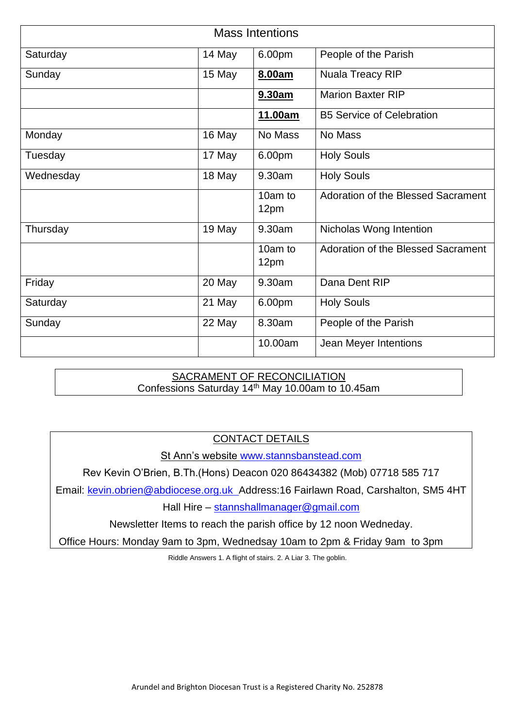| Mass Intentions | | | |
|---|---|---|---|
| Saturday | 14 May | 6.00pm | People of the Parish |
| Sunday | 15 May | **8.00am** | Nuala Treacy RIP |
| | | **9.30am** | Marion Baxter RIP |
| | | **11.00am** | B5 Service of Celebration |
| Monday | 16 May | No Mass | No Mass |
| Tuesday | 17 May | 6.00pm | Holy Souls |
| Wednesday | 18 May | 9.30am | Holy Souls |
| | | 10am to 12pm | Adoration of the Blessed Sacrament |
| Thursday | 19 May | 9.30am | Nicholas Wong Intention |
| | | 10am to 12pm | Adoration of the Blessed Sacrament |
| Friday | 20 May | 9.30am | Dana Dent RIP |
| Saturday | 21 May | 6.00pm | Holy Souls |
| Sunday | 22 May | 8.30am | People of the Parish |
| | | 10.00am | Jean Meyer Intentions |

SACRAMENT OF RECONCILIATION

Confessions Saturday 14th May 10.00am to 10.45am

CONTACT DETAILS

St Ann's website www.stannsbanstead.com

Rev Kevin O'Brien, B.Th.(Hons) Deacon 020 86434382 (Mob) 07718 585 717

Email: kevin.obrien@abdiocese.org.uk Address:16 Fairlawn Road, Carshalton, SM5 4HT

Hall Hire – stannshallmanager@gmail.com

Newsletter Items to reach the parish office by 12 noon Wedneday.

Office Hours: Monday 9am to 3pm, Wednedsay 10am to 2pm & Friday 9am to 3pm

Riddle Answers 1. A flight of stairs. 2. A Liar 3. The goblin.

Arundel and Brighton Diocesan Trust is a Registered Charity No. 252878